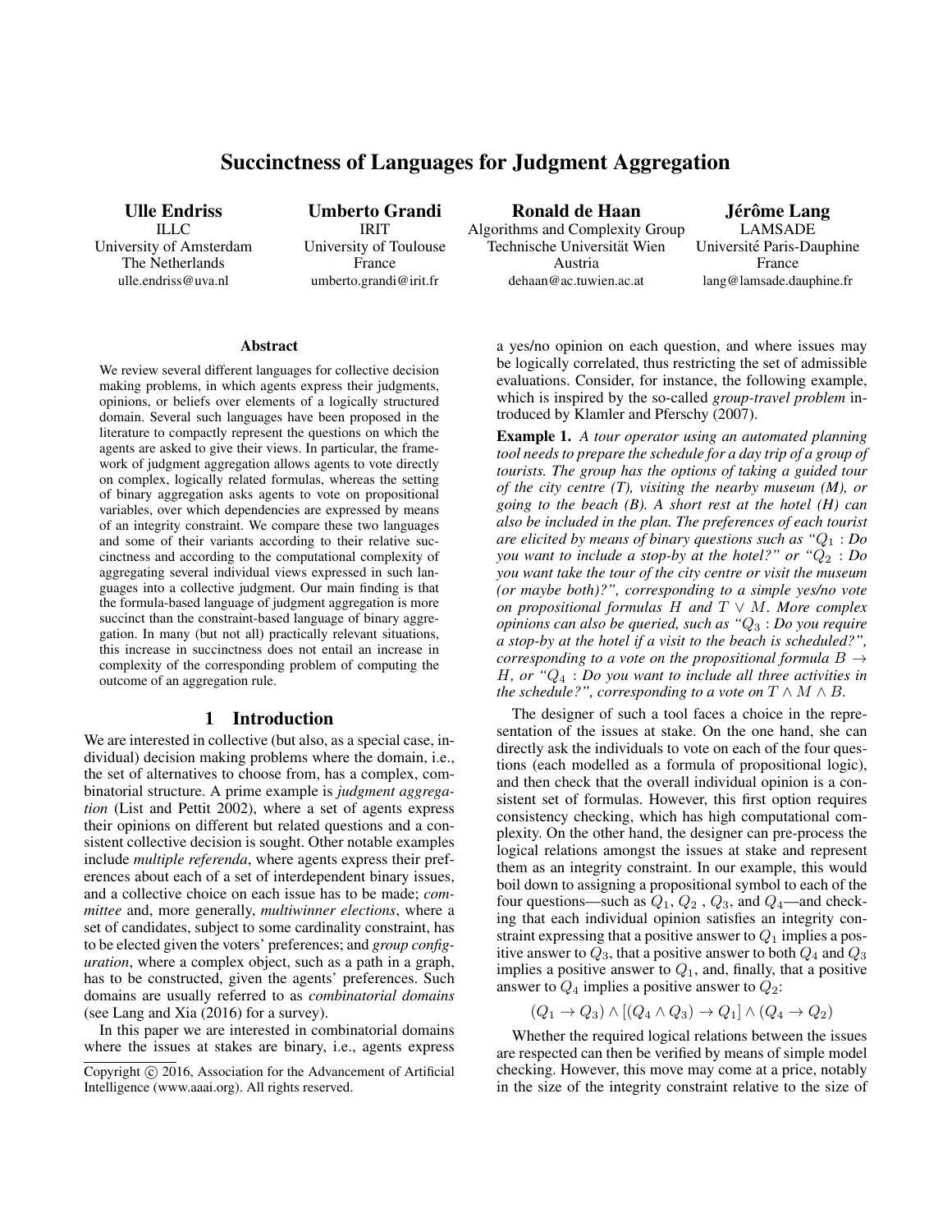# Succinctness of Languages for Judgment Aggregation

**Ulle Endriss**
ILLC
University of Amsterdam
The Netherlands
ulle.endriss@uva.nl

**Umberto Grandi**
IRIT
University of Toulouse
France
umberto.grandi@irit.fr

**Ronald de Haan**
Algorithms and Complexity Group
Technische Universität Wien
Austria
dehaan@ac.tuwien.ac.at

**Jérôme Lang**
LAMSADE
Université Paris-Dauphine
France
lang@lamsade.dauphine.fr

## Abstract

We review several different languages for collective decision making problems, in which agents express their judgments, opinions, or beliefs over elements of a logically structured domain. Several such languages have been proposed in the literature to compactly represent the questions on which the agents are asked to give their views. In particular, the framework of judgment aggregation allows agents to vote directly on complex, logically related formulas, whereas the setting of binary aggregation asks agents to vote on propositional variables, over which dependencies are expressed by means of an integrity constraint. We compare these two languages and some of their variants according to their relative succinctness and according to the computational complexity of aggregating several individual views expressed in such languages into a collective judgment. Our main finding is that the formula-based language of judgment aggregation is more succinct than the constraint-based language of binary aggregation. In many (but not all) practically relevant situations, this increase in succinctness does not entail an increase in complexity of the corresponding problem of computing the outcome of an aggregation rule.

## 1 Introduction

We are interested in collective (but also, as a special case, individual) decision making problems where the domain, i.e., the set of alternatives to choose from, has a complex, combinatorial structure. A prime example is *judgment aggregation* (List and Pettit 2002), where a set of agents express their opinions on different but related questions and a consistent collective decision is sought. Other notable examples include *multiple referenda*, where agents express their preferences about each of a set of interdependent binary issues, and a collective choice on each issue has to be made; *committee* and, more generally, *multiwinner elections*, where a set of candidates, subject to some cardinality constraint, has to be elected given the voters' preferences; and *group configuration*, where a complex object, such as a path in a graph, has to be constructed, given the agents' preferences. Such domains are usually referred to as *combinatorial domains* (see Lang and Xia (2016) for a survey).

In this paper we are interested in combinatorial domains where the issues at stakes are binary, i.e., agents express a yes/no opinion on each question, and where issues may be logically correlated, thus restricting the set of admissible evaluations. Consider, for instance, the following example, which is inspired by the so-called *group-travel problem* introduced by Klamler and Pferschy (2007).

**Example 1.** *A tour operator using an automated planning tool needs to prepare the schedule for a day trip of a group of tourists. The group has the options of taking a guided tour of the city centre (T), visiting the nearby museum (M), or going to the beach (B). A short rest at the hotel (H) can also be included in the plan. The preferences of each tourist are elicited by means of binary questions such as "$Q_1$ : Do you want to include a stop-by at the hotel?" or "$Q_2$ : Do you want take the tour of the city centre or visit the museum (or maybe both)?", corresponding to a simple yes/no vote on propositional formulas $H$ and $T \vee M$. More complex opinions can also be queried, such as "$Q_3$ : Do you require a stop-by at the hotel if a visit to the beach is scheduled?", corresponding to a vote on the propositional formula $B \rightarrow H$, or "$Q_4$ : Do you want to include all three activities in the schedule?", corresponding to a vote on $T \wedge M \wedge B$.*

The designer of such a tool faces a choice in the representation of the issues at stake. On the one hand, she can directly ask the individuals to vote on each of the four questions (each modelled as a formula of propositional logic), and then check that the overall individual opinion is a consistent set of formulas. However, this first option requires consistency checking, which has high computational complexity. On the other hand, the designer can pre-process the logical relations amongst the issues at stake and represent them as an integrity constraint. In our example, this would boil down to assigning a propositional symbol to each of the four questions—such as $Q_1$, $Q_2$ , $Q_3$, and $Q_4$—and checking that each individual opinion satisfies an integrity constraint expressing that a positive answer to $Q_1$ implies a positive answer to $Q_3$, that a positive answer to both $Q_4$ and $Q_3$ implies a positive answer to $Q_1$, and, finally, that a positive answer to $Q_4$ implies a positive answer to $Q_2$:

$$(Q_1 \rightarrow Q_3) \wedge [(Q_4 \wedge Q_3) \rightarrow Q_1] \wedge (Q_4 \rightarrow Q_2)$$

Whether the required logical relations between the issues are respected can then be verified by means of simple model checking. However, this move may come at a price, notably in the size of the integrity constraint relative to the size of

Copyright © 2016, Association for the Advancement of Artificial Intelligence (www.aaai.org). All rights reserved.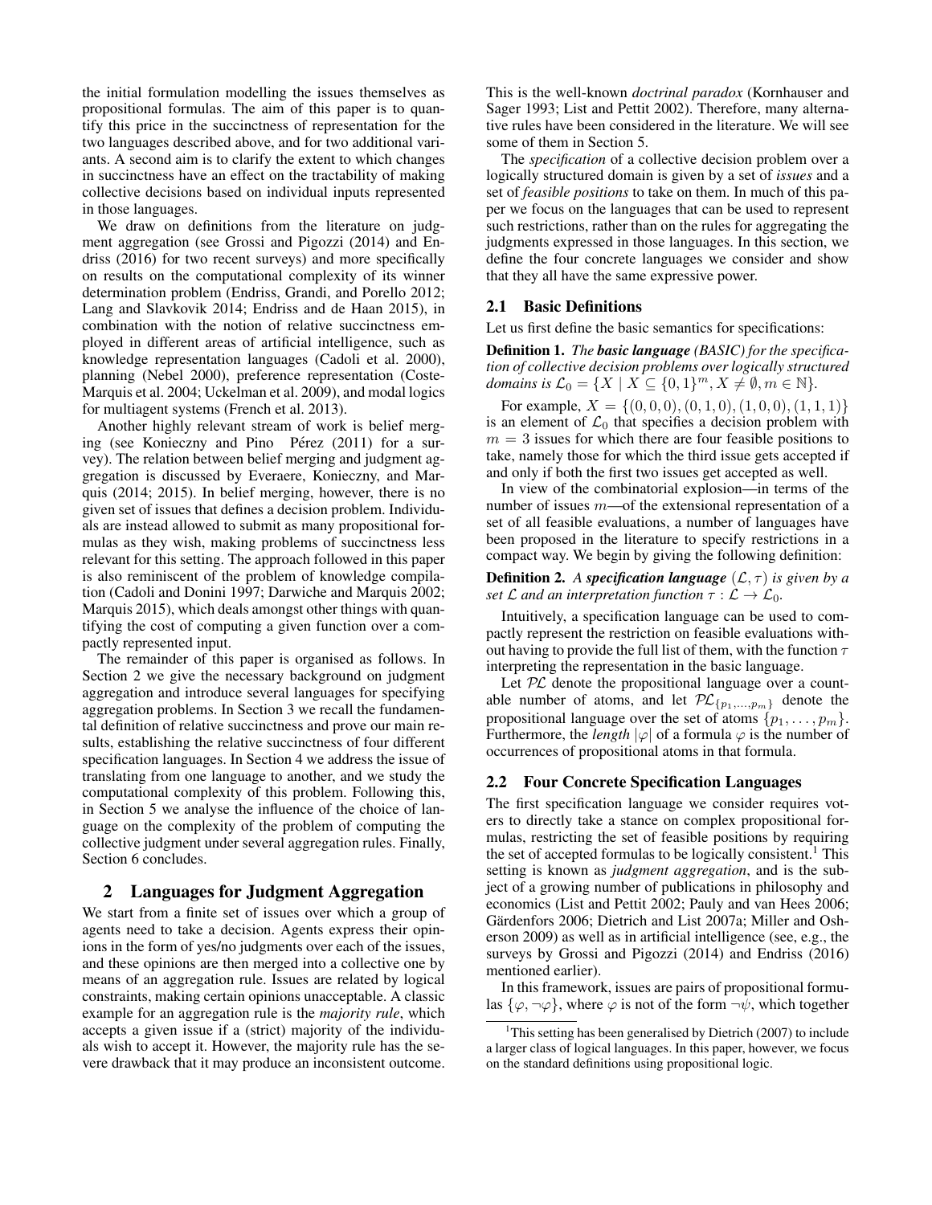the initial formulation modelling the issues themselves as propositional formulas. The aim of this paper is to quantify this price in the succinctness of representation for the two languages described above, and for two additional variants. A second aim is to clarify the extent to which changes in succinctness have an effect on the tractability of making collective decisions based on individual inputs represented in those languages.

We draw on definitions from the literature on judgment aggregation (see Grossi and Pigozzi (2014) and Endriss (2016) for two recent surveys) and more specifically on results on the computational complexity of its winner determination problem (Endriss, Grandi, and Porello 2012; Lang and Slavkovik 2014; Endriss and de Haan 2015), in combination with the notion of relative succinctness employed in different areas of artificial intelligence, such as knowledge representation languages (Cadoli et al. 2000), planning (Nebel 2000), preference representation (Coste-Marquis et al. 2004; Uckelman et al. 2009), and modal logics for multiagent systems (French et al. 2013).

Another highly relevant stream of work is belief merging (see Konieczny and Pino Pérez (2011) for a survey). The relation between belief merging and judgment aggregation is discussed by Everaere, Konieczny, and Marquis (2014; 2015). In belief merging, however, there is no given set of issues that defines a decision problem. Individuals are instead allowed to submit as many propositional formulas as they wish, making problems of succinctness less relevant for this setting. The approach followed in this paper is also reminiscent of the problem of knowledge compilation (Cadoli and Donini 1997; Darwiche and Marquis 2002; Marquis 2015), which deals amongst other things with quantifying the cost of computing a given function over a compactly represented input.

The remainder of this paper is organised as follows. In Section 2 we give the necessary background on judgment aggregation and introduce several languages for specifying aggregation problems. In Section 3 we recall the fundamental definition of relative succinctness and prove our main results, establishing the relative succinctness of four different specification languages. In Section 4 we address the issue of translating from one language to another, and we study the computational complexity of this problem. Following this, in Section 5 we analyse the influence of the choice of language on the complexity of the problem of computing the collective judgment under several aggregation rules. Finally, Section 6 concludes.

## 2 Languages for Judgment Aggregation

We start from a finite set of issues over which a group of agents need to take a decision. Agents express their opinions in the form of yes/no judgments over each of the issues, and these opinions are then merged into a collective one by means of an aggregation rule. Issues are related by logical constraints, making certain opinions unacceptable. A classic example for an aggregation rule is the *majority rule*, which accepts a given issue if a (strict) majority of the individuals wish to accept it. However, the majority rule has the severe drawback that it may produce an inconsistent outcome. This is the well-known *doctrinal paradox* (Kornhauser and Sager 1993; List and Pettit 2002). Therefore, many alternative rules have been considered in the literature. We will see some of them in Section 5.

The *specification* of a collective decision problem over a logically structured domain is given by a set of *issues* and a set of *feasible positions* to take on them. In much of this paper we focus on the languages that can be used to represent such restrictions, rather than on the rules for aggregating the judgments expressed in those languages. In this section, we define the four concrete languages we consider and show that they all have the same expressive power.

### 2.1 Basic Definitions

Let us first define the basic semantics for specifications:

**Definition 1.** *The **basic language** (BASIC) for the specification of collective decision problems over logically structured domains is* $\mathcal{L}_0 = \{X \mid X \subseteq \{0,1\}^m, X \neq \emptyset, m \in \mathbb{N}\}$.

For example, $X = \{(0,0,0),(0,1,0),(1,0,0),(1,1,1)\}$ is an element of $\mathcal{L}_0$ that specifies a decision problem with $m = 3$ issues for which there are four feasible positions to take, namely those for which the third issue gets accepted if and only if both the first two issues get accepted as well.

In view of the combinatorial explosion—in terms of the number of issues $m$—of the extensional representation of a set of all feasible evaluations, a number of languages have been proposed in the literature to specify restrictions in a compact way. We begin by giving the following definition:

**Definition 2.** *A **specification language** $(\mathcal{L}, \tau)$ is given by a set $\mathcal{L}$ and an interpretation function $\tau : \mathcal{L} \to \mathcal{L}_0$.*

Intuitively, a specification language can be used to compactly represent the restriction on feasible evaluations without having to provide the full list of them, with the function $\tau$ interpreting the representation in the basic language.

Let $\mathcal{PL}$ denote the propositional language over a countable number of atoms, and let $\mathcal{PL}_{\{p_1,\ldots,p_m\}}$ denote the propositional language over the set of atoms $\{p_1,\ldots,p_m\}$. Furthermore, the *length* $|\varphi|$ of a formula $\varphi$ is the number of occurrences of propositional atoms in that formula.

### 2.2 Four Concrete Specification Languages

The first specification language we consider requires voters to directly take a stance on complex propositional formulas, restricting the set of feasible positions by requiring the set of accepted formulas to be logically consistent.[1] This setting is known as *judgment aggregation*, and is the subject of a growing number of publications in philosophy and economics (List and Pettit 2002; Pauly and van Hees 2006; Gärdenfors 2006; Dietrich and List 2007a; Miller and Osherson 2009) as well as in artificial intelligence (see, e.g., the surveys by Grossi and Pigozzi (2014) and Endriss (2016) mentioned earlier).

In this framework, issues are pairs of propositional formulas $\{\varphi, \neg\varphi\}$, where $\varphi$ is not of the form $\neg\psi$, which together

[1] This setting has been generalised by Dietrich (2007) to include a larger class of logical languages. In this paper, however, we focus on the standard definitions using propositional logic.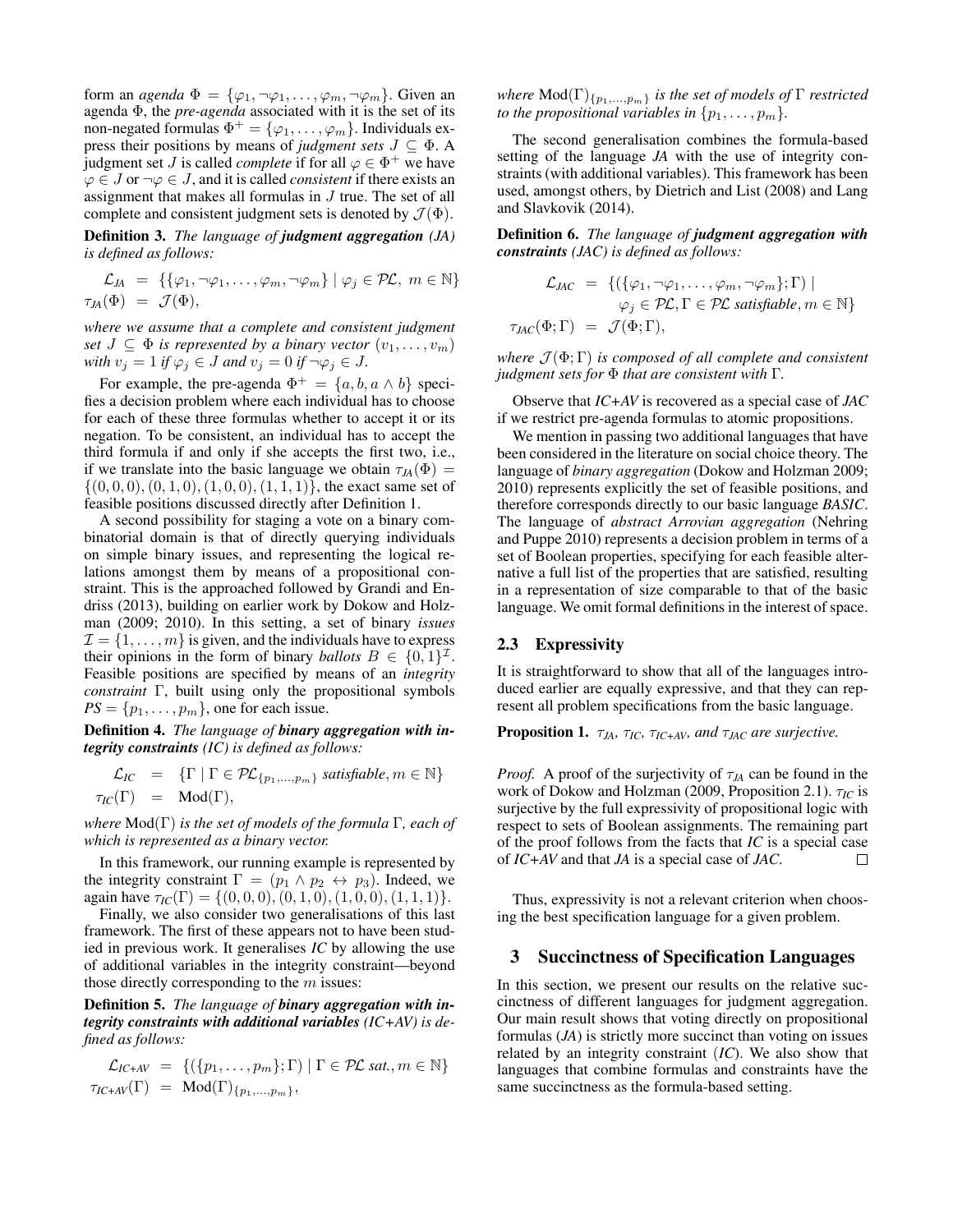form an *agenda* $\Phi = \{\varphi_1, \neg\varphi_1, \ldots, \varphi_m, \neg\varphi_m\}$. Given an agenda $\Phi$, the *pre-agenda* associated with it is the set of its non-negated formulas $\Phi^+ = \{\varphi_1, \ldots, \varphi_m\}$. Individuals express their positions by means of *judgment sets* $J \subseteq \Phi$. A judgment set $J$ is called *complete* if for all $\varphi \in \Phi^+$ we have $\varphi \in J$ or $\neg\varphi \in J$, and it is called *consistent* if there exists an assignment that makes all formulas in $J$ true. The set of all complete and consistent judgment sets is denoted by $\mathcal{J}(\Phi)$.

**Definition 3.** *The language of* ***judgment aggregation (JA)*** *is defined as follows:*

$$\begin{aligned}\mathcal{L}_{JA} &= \{\{\varphi_1, \neg\varphi_1, \ldots, \varphi_m, \neg\varphi_m\} \mid \varphi_j \in \mathcal{PL},\ m \in \mathbb{N}\}\\ \tau_{JA}(\Phi) &= \mathcal{J}(\Phi),\end{aligned}$$

*where we assume that a complete and consistent judgment set $J \subseteq \Phi$ is represented by a binary vector $(v_1, \ldots, v_m)$ with $v_j = 1$ if $\varphi_j \in J$ and $v_j = 0$ if $\neg\varphi_j \in J$.*

For example, the pre-agenda $\Phi^+ = \{a, b, a \wedge b\}$ specifies a decision problem where each individual has to choose for each of these three formulas whether to accept it or its negation. To be consistent, an individual has to accept the third formula if and only if she accepts the first two, i.e., if we translate into the basic language we obtain $\tau_{JA}(\Phi) = \{(0,0,0), (0,1,0), (1,0,0), (1,1,1)\}$, the exact same set of feasible positions discussed directly after Definition 1.

A second possibility for staging a vote on a binary combinatorial domain is that of directly querying individuals on simple binary issues, and representing the logical relations amongst them by means of a propositional constraint. This is the approached followed by Grandi and Endriss (2013), building on earlier work by Dokow and Holzman (2009; 2010). In this setting, a set of binary *issues* $\mathcal{I} = \{1, \ldots, m\}$ is given, and the individuals have to express their opinions in the form of binary *ballots* $B \in \{0,1\}^{\mathcal{I}}$. Feasible positions are specified by means of an *integrity constraint* $\Gamma$, built using only the propositional symbols $PS = \{p_1, \ldots, p_m\}$, one for each issue.

**Definition 4.** *The language of* ***binary aggregation with integrity constraints (IC)*** *is defined as follows:*

$$\begin{aligned}\mathcal{L}_{IC} &= \{\Gamma \mid \Gamma \in \mathcal{PL}_{\{p_1,\ldots,p_m\}} \textit{ satisfiable}, m \in \mathbb{N}\}\\ \tau_{IC}(\Gamma) &= \mathrm{Mod}(\Gamma),\end{aligned}$$

*where $\mathrm{Mod}(\Gamma)$ is the set of models of the formula $\Gamma$, each of which is represented as a binary vector.*

In this framework, our running example is represented by the integrity constraint $\Gamma = (p_1 \wedge p_2 \leftrightarrow p_3)$. Indeed, we again have $\tau_{IC}(\Gamma) = \{(0,0,0), (0,1,0), (1,0,0), (1,1,1)\}$.

Finally, we also consider two generalisations of this last framework. The first of these appears not to have been studied in previous work. It generalises *IC* by allowing the use of additional variables in the integrity constraint—beyond those directly corresponding to the $m$ issues:

**Definition 5.** *The language of* ***binary aggregation with integrity constraints with additional variables (IC+AV)*** *is defined as follows:*

$$\begin{aligned}\mathcal{L}_{IC+AV} &= \{(\{p_1, \ldots, p_m\}; \Gamma) \mid \Gamma \in \mathcal{PL} \textit{ sat.}, m \in \mathbb{N}\}\\ \tau_{IC+AV}(\Gamma) &= \mathrm{Mod}(\Gamma)_{\{p_1,\ldots,p_m\}},\end{aligned}$$

*where $\mathrm{Mod}(\Gamma)_{\{p_1,\ldots,p_m\}}$ is the set of models of $\Gamma$ restricted to the propositional variables in $\{p_1, \ldots, p_m\}$.*

The second generalisation combines the formula-based setting of the language *JA* with the use of integrity constraints (with additional variables). This framework has been used, amongst others, by Dietrich and List (2008) and Lang and Slavkovik (2014).

**Definition 6.** *The language of* ***judgment aggregation with constraints (JAC)*** *is defined as follows:*

$$\begin{aligned}\mathcal{L}_{JAC} &= \{(\{\varphi_1, \neg\varphi_1, \ldots, \varphi_m, \neg\varphi_m\}; \Gamma) \mid\\ &\qquad \varphi_j \in \mathcal{PL}, \Gamma \in \mathcal{PL} \textit{ satisfiable}, m \in \mathbb{N}\}\\ \tau_{JAC}(\Phi; \Gamma) &= \mathcal{J}(\Phi; \Gamma),\end{aligned}$$

*where $\mathcal{J}(\Phi; \Gamma)$ is composed of all complete and consistent judgment sets for $\Phi$ that are consistent with $\Gamma$.*

Observe that *IC+AV* is recovered as a special case of *JAC* if we restrict pre-agenda formulas to atomic propositions.

We mention in passing two additional languages that have been considered in the literature on social choice theory. The language of *binary aggregation* (Dokow and Holzman 2009; 2010) represents explicitly the set of feasible positions, and therefore corresponds directly to our basic language *BASIC*. The language of *abstract Arrovian aggregation* (Nehring and Puppe 2010) represents a decision problem in terms of a set of Boolean properties, specifying for each feasible alternative a full list of the properties that are satisfied, resulting in a representation of size comparable to that of the basic language. We omit formal definitions in the interest of space.

### 2.3 Expressivity

It is straightforward to show that all of the languages introduced earlier are equally expressive, and that they can represent all problem specifications from the basic language.

**Proposition 1.** *$\tau_{JA}$, $\tau_{IC}$, $\tau_{IC+AV}$, and $\tau_{JAC}$ are surjective.*

*Proof.* A proof of the surjectivity of $\tau_{JA}$ can be found in the work of Dokow and Holzman (2009, Proposition 2.1). $\tau_{IC}$ is surjective by the full expressivity of propositional logic with respect to sets of Boolean assignments. The remaining part of the proof follows from the facts that *IC* is a special case of *IC+AV* and that *JA* is a special case of *JAC*. □

Thus, expressivity is not a relevant criterion when choosing the best specification language for a given problem.

## 3 Succinctness of Specification Languages

In this section, we present our results on the relative succinctness of different languages for judgment aggregation. Our main result shows that voting directly on propositional formulas (*JA*) is strictly more succinct than voting on issues related by an integrity constraint (*IC*). We also show that languages that combine formulas and constraints have the same succinctness as the formula-based setting.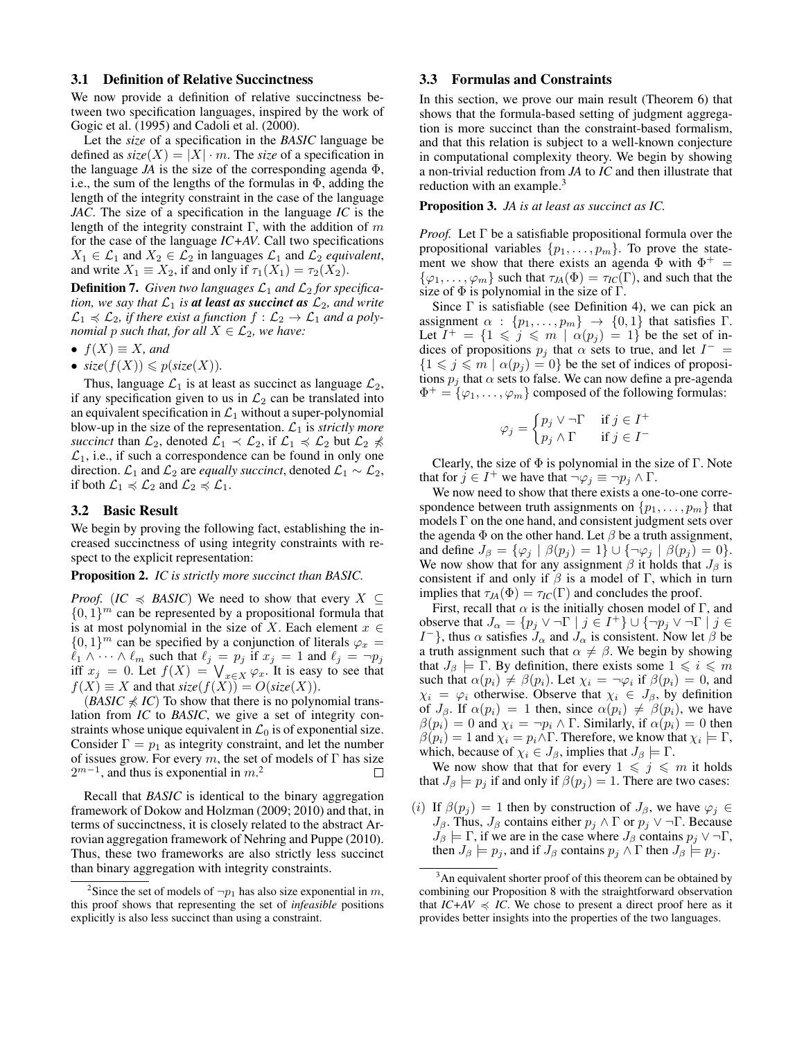### 3.1 Definition of Relative Succinctness

We now provide a definition of relative succinctness between two specification languages, inspired by the work of Gogic et al. (1995) and Cadoli et al. (2000).

Let the *size* of a specification in the *BASIC* language be defined as $size(X) = |X| \cdot m$. The *size* of a specification in the language *JA* is the size of the corresponding agenda $\Phi$, i.e., the sum of the lengths of the formulas in $\Phi$, adding the length of the integrity constraint in the case of the language *JAC*. The size of a specification in the language *IC* is the length of the integrity constraint $\Gamma$, with the addition of $m$ for the case of the language *IC+AV*. Call two specifications $X_1 \in \mathcal{L}_1$ and $X_2 \in \mathcal{L}_2$ in languages $\mathcal{L}_1$ and $\mathcal{L}_2$ *equivalent*, and write $X_1 \equiv X_2$, if and only if $\tau_1(X_1) = \tau_2(X_2)$.

**Definition 7.** *Given two languages $\mathcal{L}_1$ and $\mathcal{L}_2$ for specification, we say that $\mathcal{L}_1$ is **at least as succinct as** $\mathcal{L}_2$, and write $\mathcal{L}_1 \preccurlyeq \mathcal{L}_2$, if there exist a function $f : \mathcal{L}_2 \to \mathcal{L}_1$ and a polynomial $p$ such that, for all $X \in \mathcal{L}_2$, we have:*

- *$f(X) \equiv X$, and*
- *$size(f(X)) \leqslant p(size(X))$.*

Thus, language $\mathcal{L}_1$ is at least as succinct as language $\mathcal{L}_2$, if any specification given to us in $\mathcal{L}_2$ can be translated into an equivalent specification in $\mathcal{L}_1$ without a super-polynomial blow-up in the size of the representation. $\mathcal{L}_1$ is *strictly more succinct* than $\mathcal{L}_2$, denoted $\mathcal{L}_1 \prec \mathcal{L}_2$, if $\mathcal{L}_1 \preccurlyeq \mathcal{L}_2$ but $\mathcal{L}_2 \not\preccurlyeq \mathcal{L}_1$, i.e., if such a correspondence can be found in only one direction. $\mathcal{L}_1$ and $\mathcal{L}_2$ are *equally succinct*, denoted $\mathcal{L}_1 \sim \mathcal{L}_2$, if both $\mathcal{L}_1 \preccurlyeq \mathcal{L}_2$ and $\mathcal{L}_2 \preccurlyeq \mathcal{L}_1$.

### 3.2 Basic Result

We begin by proving the following fact, establishing the increased succinctness of using integrity constraints with respect to the explicit representation:

**Proposition 2.** *IC is strictly more succinct than BASIC.*

*Proof.* (*IC $\preccurlyeq$ BASIC*) We need to show that every $X \subseteq \{0,1\}^m$ can be represented by a propositional formula that is at most polynomial in the size of $X$. Each element $x \in \{0,1\}^m$ can be specified by a conjunction of literals $\varphi_x = \ell_1 \wedge \cdots \wedge \ell_m$ such that $\ell_j = p_j$ if $x_j = 1$ and $\ell_j = \neg p_j$ iff $x_j = 0$. Let $f(X) = \bigvee_{x \in X} \varphi_x$. It is easy to see that $f(X) \equiv X$ and that $size(f(X)) = O(size(X))$.

(*BASIC $\not\preccurlyeq$ IC*) To show that there is no polynomial translation from *IC* to *BASIC*, we give a set of integrity constraints whose unique equivalent in $\mathcal{L}_0$ is of exponential size. Consider $\Gamma = p_1$ as integrity constraint, and let the number of issues grow. For every $m$, the set of models of $\Gamma$ has size $2^{m-1}$, and thus is exponential in $m$.[2] □

Recall that *BASIC* is identical to the binary aggregation framework of Dokow and Holzman (2009; 2010) and that, in terms of succinctness, it is closely related to the abstract Arrovian aggregation framework of Nehring and Puppe (2010). Thus, these two frameworks are also strictly less succinct than binary aggregation with integrity constraints.

### 3.3 Formulas and Constraints

In this section, we prove our main result (Theorem 6) that shows that the formula-based setting of judgment aggregation is more succinct than the constraint-based formalism, and that this relation is subject to a well-known conjecture in computational complexity theory. We begin by showing a non-trivial reduction from *JA* to *IC* and then illustrate that reduction with an example.[3]

**Proposition 3.** *JA is at least as succinct as IC.*

*Proof.* Let $\Gamma$ be a satisfiable propositional formula over the propositional variables $\{p_1, \ldots, p_m\}$. To prove the statement we show that there exists an agenda $\Phi$ with $\Phi^+ = \{\varphi_1, \ldots, \varphi_m\}$ such that $\tau_{JA}(\Phi) = \tau_{IC}(\Gamma)$, and such that the size of $\Phi$ is polynomial in the size of $\Gamma$.

Since $\Gamma$ is satisfiable (see Definition 4), we can pick an assignment $\alpha : \{p_1, \ldots, p_m\} \to \{0,1\}$ that satisfies $\Gamma$. Let $I^+ = \{1 \leqslant j \leqslant m \mid \alpha(p_j) = 1\}$ be the set of indices of propositions $p_j$ that $\alpha$ sets to true, and let $I^- = \{1 \leqslant j \leqslant m \mid \alpha(p_j) = 0\}$ be the set of indices of propositions $p_j$ that $\alpha$ sets to false. We can now define a pre-agenda $\Phi^+ = \{\varphi_1, \ldots, \varphi_m\}$ composed of the following formulas:

$$\varphi_j = \begin{cases} p_j \vee \neg\Gamma & \text{if } j \in I^+ \\ p_j \wedge \Gamma & \text{if } j \in I^- \end{cases}$$

Clearly, the size of $\Phi$ is polynomial in the size of $\Gamma$. Note that for $j \in I^+$ we have that $\neg\varphi_j \equiv \neg p_j \wedge \Gamma$.

We now need to show that there exists a one-to-one correspondence between truth assignments on $\{p_1, \ldots, p_m\}$ that models $\Gamma$ on the one hand, and consistent judgment sets over the agenda $\Phi$ on the other hand. Let $\beta$ be a truth assignment, and define $J_\beta = \{\varphi_j \mid \beta(p_j) = 1\} \cup \{\neg\varphi_j \mid \beta(p_j) = 0\}$. We now show that for any assignment $\beta$ it holds that $J_\beta$ is consistent if and only if $\beta$ is a model of $\Gamma$, which in turn implies that $\tau_{JA}(\Phi) = \tau_{IC}(\Gamma)$ and concludes the proof.

First, recall that $\alpha$ is the initially chosen model of $\Gamma$, and observe that $J_\alpha = \{p_j \vee \neg\Gamma \mid j \in I^+\} \cup \{\neg p_j \vee \neg\Gamma \mid j \in I^-\}$, thus $\alpha$ satisfies $J_\alpha$ and $J_\alpha$ is consistent. Now let $\beta$ be a truth assignment such that $\alpha \neq \beta$. We begin by showing that $J_\beta \models \Gamma$. By definition, there exists some $1 \leqslant i \leqslant m$ such that $\alpha(p_i) \neq \beta(p_i)$. Let $\chi_i = \neg\varphi_i$ if $\beta(p_i) = 0$, and $\chi_i = \varphi_i$ otherwise. Observe that $\chi_i \in J_\beta$, by definition of $J_\beta$. If $\alpha(p_i) = 1$ then, since $\alpha(p_i) \neq \beta(p_i)$, we have $\beta(p_i) = 0$ and $\chi_i = \neg p_i \wedge \Gamma$. Similarly, if $\alpha(p_i) = 0$ then $\beta(p_i) = 1$ and $\chi_i = p_i \wedge \Gamma$. Therefore, we know that $\chi_i \models \Gamma$, which, because of $\chi_i \in J_\beta$, implies that $J_\beta \models \Gamma$.

We now show that that for every $1 \leqslant j \leqslant m$ it holds that $J_\beta \models p_j$ if and only if $\beta(p_j) = 1$. There are two cases:

($i$) If $\beta(p_j) = 1$ then by construction of $J_\beta$, we have $\varphi_j \in J_\beta$. Thus, $J_\beta$ contains either $p_j \wedge \Gamma$ or $p_j \vee \neg\Gamma$. Because $J_\beta \models \Gamma$, if we are in the case where $J_\beta$ contains $p_j \vee \neg\Gamma$, then $J_\beta \models p_j$, and if $J_\beta$ contains $p_j \wedge \Gamma$ then $J_\beta \models p_j$.

---

[2] Since the set of models of $\neg p_1$ has also size exponential in $m$, this proof shows that representing the set of *infeasible* positions explicitly is also less succinct than using a constraint.

[3] An equivalent shorter proof of this theorem can be obtained by combining our Proposition 8 with the straightforward observation that *IC+AV* $\preccurlyeq$ *IC*. We chose to present a direct proof here as it provides better insights into the properties of the two languages.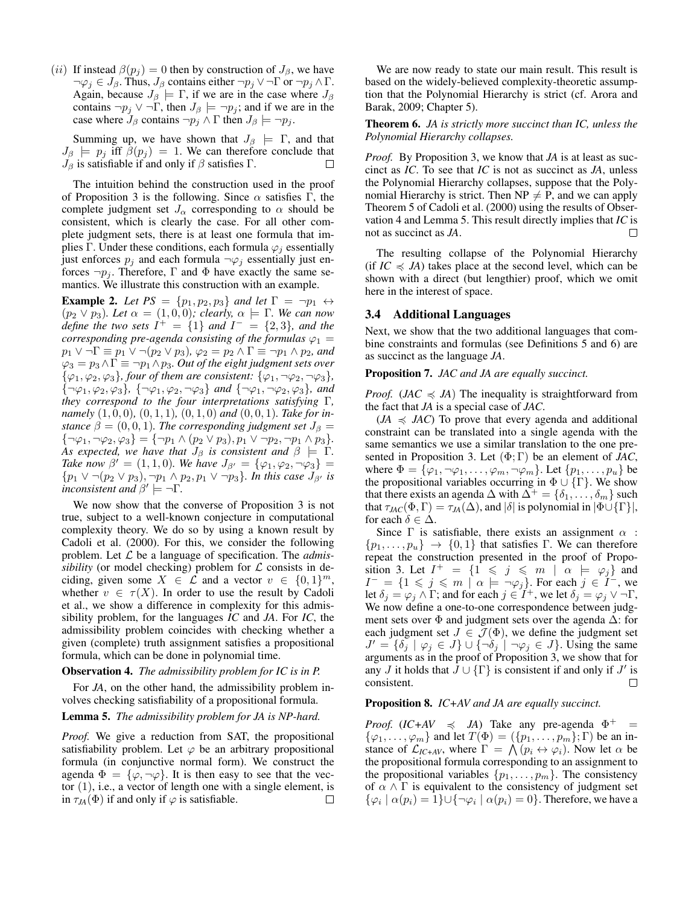(ii) If instead $\beta(p_j) = 0$ then by construction of $J_\beta$, we have $\neg\varphi_j \in J_\beta$. Thus, $J_\beta$ contains either $\neg p_j \vee \neg\Gamma$ or $\neg p_j \wedge \Gamma$. Again, because $J_\beta \models \Gamma$, if we are in the case where $J_\beta$ contains $\neg p_j \vee \neg\Gamma$, then $J_\beta \models \neg p_j$; and if we are in the case where $J_\beta$ contains $\neg p_j \wedge \Gamma$ then $J_\beta \models \neg p_j$.

Summing up, we have shown that $J_\beta \models \Gamma$, and that $J_\beta \models p_j$ iff $\beta(p_j) = 1$. We can therefore conclude that $J_\beta$ is satisfiable if and only if $\beta$ satisfies $\Gamma$. □

The intuition behind the construction used in the proof of Proposition 3 is the following. Since $\alpha$ satisfies $\Gamma$, the complete judgment set $J_\alpha$ corresponding to $\alpha$ should be consistent, which is clearly the case. For all other complete judgment sets, there is at least one formula that implies $\Gamma$. Under these conditions, each formula $\varphi_j$ essentially just enforces $p_j$ and each formula $\neg\varphi_j$ essentially just enforces $\neg p_j$. Therefore, $\Gamma$ and $\Phi$ have exactly the same semantics. We illustrate this construction with an example.

**Example 2.** *Let $PS = \{p_1, p_2, p_3\}$ and let $\Gamma = \neg p_1 \leftrightarrow (p_2 \vee p_3)$. Let $\alpha = (1, 0, 0)$; clearly, $\alpha \models \Gamma$. We can now define the two sets $I^+ = \{1\}$ and $I^- = \{2, 3\}$, and the corresponding pre-agenda consisting of the formulas $\varphi_1 = p_1 \vee \neg\Gamma \equiv p_1 \vee \neg(p_2 \vee p_3)$, $\varphi_2 = p_2 \wedge \Gamma \equiv \neg p_1 \wedge p_2$, and $\varphi_3 = p_3 \wedge \Gamma \equiv \neg p_1 \wedge p_3$. Out of the eight judgment sets over $\{\varphi_1, \varphi_2, \varphi_3\}$, four of them are consistent: $\{\varphi_1, \neg\varphi_2, \neg\varphi_3\}$, $\{\neg\varphi_1, \varphi_2, \varphi_3\}$, $\{\neg\varphi_1, \varphi_2, \neg\varphi_3\}$ and $\{\neg\varphi_1, \neg\varphi_2, \varphi_3\}$, and they correspond to the four interpretations satisfying $\Gamma$, namely $(1, 0, 0)$, $(0, 1, 1)$, $(0, 1, 0)$ and $(0, 0, 1)$. Take for instance $\beta = (0, 0, 1)$. The corresponding judgment set $J_\beta = \{\neg\varphi_1, \neg\varphi_2, \varphi_3\} = \{\neg p_1 \wedge (p_2 \vee p_3), p_1 \vee \neg p_2, \neg p_1 \wedge p_3\}$. As expected, we have that $J_\beta$ is consistent and $\beta \models \Gamma$. Take now $\beta' = (1, 1, 0)$. We have $J_{\beta'} = \{\varphi_1, \varphi_2, \neg\varphi_3\} = \{p_1 \vee \neg(p_2 \vee p_3), \neg p_1 \wedge p_2, p_1 \vee \neg p_3\}$. In this case $J_{\beta'}$ is inconsistent and $\beta' \models \neg\Gamma$.*

We now show that the converse of Proposition 3 is not true, subject to a well-known conjecture in computational complexity theory. We do so by using a known result by Cadoli et al. (2000). For this, we consider the following problem. Let $\mathcal{L}$ be a language of specification. The *admissibility* (or model checking) problem for $\mathcal{L}$ consists in deciding, given some $X \in \mathcal{L}$ and a vector $v \in \{0, 1\}^m$, whether $v \in \tau(X)$. In order to use the result by Cadoli et al., we show a difference in complexity for this admissibility problem, for the languages *IC* and *JA*. For *IC*, the admissibility problem coincides with checking whether a given (complete) truth assignment satisfies a propositional formula, which can be done in polynomial time.

**Observation 4.** *The admissibility problem for IC is in P.*

For *JA*, on the other hand, the admissibility problem involves checking satisfiability of a propositional formula.

**Lemma 5.** *The admissibility problem for JA is NP-hard.*

*Proof.* We give a reduction from SAT, the propositional satisfiability problem. Let $\varphi$ be an arbitrary propositional formula (in conjunctive normal form). We construct the agenda $\Phi = \{\varphi, \neg\varphi\}$. It is then easy to see that the vector $(1)$, i.e., a vector of length one with a single element, is in $\tau_{JA}(\Phi)$ if and only if $\varphi$ is satisfiable. □

We are now ready to state our main result. This result is based on the widely-believed complexity-theoretic assumption that the Polynomial Hierarchy is strict (cf. Arora and Barak, 2009; Chapter 5).

**Theorem 6.** *JA is strictly more succinct than IC, unless the Polynomial Hierarchy collapses.*

*Proof.* By Proposition 3, we know that *JA* is at least as succinct as *IC*. To see that *IC* is not as succinct as *JA*, unless the Polynomial Hierarchy collapses, suppose that the Polynomial Hierarchy is strict. Then NP $\neq$ P, and we can apply Theorem 5 of Cadoli et al. (2000) using the results of Observation 4 and Lemma 5. This result directly implies that *IC* is not as succinct as *JA*. □

The resulting collapse of the Polynomial Hierarchy (if $IC \preccurlyeq JA$) takes place at the second level, which can be shown with a direct (but lengthier) proof, which we omit here in the interest of space.

### 3.4 Additional Languages

Next, we show that the two additional languages that combine constraints and formulas (see Definitions 5 and 6) are as succinct as the language *JA*.

**Proposition 7.** *JAC and JA are equally succinct.*

*Proof.* ($JAC \preccurlyeq JA$) The inequality is straightforward from the fact that *JA* is a special case of *JAC*.

($JA \preccurlyeq JAC$) To prove that every agenda and additional constraint can be translated into a single agenda with the same semantics we use a similar translation to the one presented in Proposition 3. Let $(\Phi; \Gamma)$ be an element of *JAC*, where $\Phi = \{\varphi_1, \neg\varphi_1, \dots, \varphi_m, \neg\varphi_m\}$. Let $\{p_1, \dots, p_u\}$ be the propositional variables occurring in $\Phi \cup \{\Gamma\}$. We show that there exists an agenda $\Delta$ with $\Delta^+ = \{\delta_1, \dots, \delta_m\}$ such that $\tau_{JAC}(\Phi, \Gamma) = \tau_{JA}(\Delta)$, and $|\delta|$ is polynomial in $|\Phi \cup \{\Gamma\}|$, for each $\delta \in \Delta$.

Since $\Gamma$ is satisfiable, there exists an assignment $\alpha : \{p_1, \dots, p_u\} \to \{0, 1\}$ that satisfies $\Gamma$. We can therefore repeat the construction presented in the proof of Proposition 3. Let $I^+ = \{1 \leqslant j \leqslant m \mid \alpha \models \varphi_j\}$ and $I^- = \{1 \leqslant j \leqslant m \mid \alpha \models \neg\varphi_j\}$. For each $j \in I^-$, we let $\delta_j = \varphi_j \wedge \Gamma$; and for each $j \in I^+$, we let $\delta_j = \varphi_j \vee \neg\Gamma$, We now define a one-to-one correspondence between judgment sets over $\Phi$ and judgment sets over the agenda $\Delta$: for each judgment set $J \in \mathcal{J}(\Phi)$, we define the judgment set $J' = \{\delta_j \mid \varphi_j \in J\} \cup \{\neg\delta_j \mid \neg\varphi_j \in J\}$. Using the same arguments as in the proof of Proposition 3, we show that for any $J$ it holds that $J \cup \{\Gamma\}$ is consistent if and only if $J'$ is consistent. □

**Proposition 8.** *IC+AV and JA are equally succinct.*

*Proof.* ($IC{+}AV \preccurlyeq JA$) Take any pre-agenda $\Phi^+ = \{\varphi_1, \dots, \varphi_m\}$ and let $T(\Phi) = (\{p_1, \dots, p_m\}; \Gamma)$ be an instance of $\mathcal{L}_{IC+AV}$, where $\Gamma = \bigwedge(p_i \leftrightarrow \varphi_i)$. Now let $\alpha$ be the propositional formula corresponding to an assignment to the propositional variables $\{p_1, \dots, p_m\}$. The consistency of $\alpha \wedge \Gamma$ is equivalent to the consistency of judgment set $\{\varphi_i \mid \alpha(p_i) = 1\} \cup \{\neg\varphi_i \mid \alpha(p_i) = 0\}$. Therefore, we have a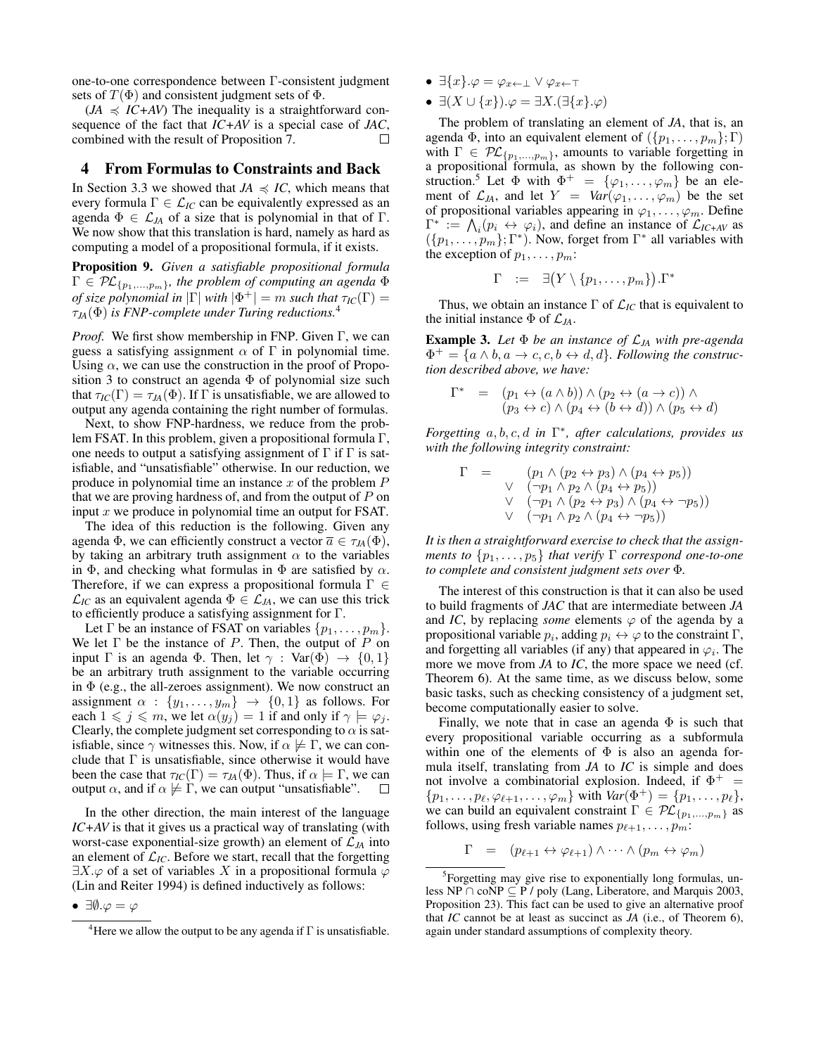one-to-one correspondence between Γ-consistent judgment sets of $T(\Phi)$ and consistent judgment sets of Φ.

(*JA* $\preccurlyeq$ *IC+AV*) The inequality is a straightforward consequence of the fact that *IC+AV* is a special case of *JAC*, combined with the result of Proposition 7. □

## 4 From Formulas to Constraints and Back

In Section 3.3 we showed that *JA* $\preccurlyeq$ *IC*, which means that every formula $\Gamma \in \mathcal{L}_{IC}$ can be equivalently expressed as an agenda $\Phi \in \mathcal{L}_{JA}$ of a size that is polynomial in that of Γ. We now show that this translation is hard, namely as hard as computing a model of a propositional formula, if it exists.

**Proposition 9.** *Given a satisfiable propositional formula* $\Gamma \in \mathcal{PL}_{\{p_1,\ldots,p_m\}}$*, the problem of computing an agenda* Φ *of size polynomial in* $|\Gamma|$ *with* $|\Phi^+| = m$ *such that* $\tau_{IC}(\Gamma) = \tau_{JA}(\Phi)$ *is FNP-complete under Turing reductions.*[4]

*Proof.* We first show membership in FNP. Given Γ, we can guess a satisfying assignment α of Γ in polynomial time. Using α, we can use the construction in the proof of Proposition 3 to construct an agenda Φ of polynomial size such that $\tau_{IC}(\Gamma) = \tau_{JA}(\Phi)$. If Γ is unsatisfiable, we are allowed to output any agenda containing the right number of formulas.

Next, to show FNP-hardness, we reduce from the problem FSAT. In this problem, given a propositional formula Γ, one needs to output a satisfying assignment of Γ if Γ is satisfiable, and "unsatisfiable" otherwise. In our reduction, we produce in polynomial time an instance $x$ of the problem $P$ that we are proving hardness of, and from the output of $P$ on input $x$ we produce in polynomial time an output for FSAT.

The idea of this reduction is the following. Given any agenda Φ, we can efficiently construct a vector $\overline{a} \in \tau_{JA}(\Phi)$, by taking an arbitrary truth assignment α to the variables in Φ, and checking what formulas in Φ are satisfied by α. Therefore, if we can express a propositional formula $\Gamma \in \mathcal{L}_{IC}$ as an equivalent agenda $\Phi \in \mathcal{L}_{JA}$, we can use this trick to efficiently produce a satisfying assignment for Γ.

Let Γ be an instance of FSAT on variables $\{p_1, \ldots, p_m\}$. We let Γ be the instance of $P$. Then, the output of $P$ on input Γ is an agenda Φ. Then, let $\gamma : \mathrm{Var}(\Phi) \to \{0, 1\}$ be an arbitrary truth assignment to the variable occurring in Φ (e.g., the all-zeroes assignment). We now construct an assignment $\alpha : \{y_1, \ldots, y_m\} \to \{0, 1\}$ as follows. For each $1 \leqslant j \leqslant m$, we let $\alpha(y_j) = 1$ if and only if $\gamma \models \varphi_j$. Clearly, the complete judgment set corresponding to α is satisfiable, since γ witnesses this. Now, if $\alpha \not\models \Gamma$, we can conclude that Γ is unsatisfiable, since otherwise it would have been the case that $\tau_{IC}(\Gamma) = \tau_{JA}(\Phi)$. Thus, if $\alpha \models \Gamma$, we can output α, and if $\alpha \not\models \Gamma$, we can output "unsatisfiable". □

In the other direction, the main interest of the language *IC+AV* is that it gives us a practical way of translating (with worst-case exponential-size growth) an element of $\mathcal{L}_{JA}$ into an element of $\mathcal{L}_{IC}$. Before we start, recall that the forgetting $\exists X.\varphi$ of a set of variables $X$ in a propositional formula φ (Lin and Reiter 1994) is defined inductively as follows:

- $\exists\emptyset.\varphi = \varphi$
- $\exists\{x\}.\varphi = \varphi_{x\leftarrow\bot} \vee \varphi_{x\leftarrow\top}$
- $\exists(X \cup \{x\}).\varphi = \exists X.(\exists\{x\}.\varphi)$

The problem of translating an element of *JA*, that is, an agenda Φ, into an equivalent element of $(\{p_1, \ldots, p_m\}; \Gamma)$ with $\Gamma \in \mathcal{PL}_{\{p_1,\ldots,p_m\}}$, amounts to variable forgetting in a propositional formula, as shown by the following construction.[5] Let Φ with $\Phi^+ = \{\varphi_1, \ldots, \varphi_m\}$ be an element of $\mathcal{L}_{JA}$, and let $Y = \mathit{Var}(\varphi_1, \ldots, \varphi_m)$ be the set of propositional variables appearing in $\varphi_1, \ldots, \varphi_m$. Define $\Gamma^* := \bigwedge_i (p_i \leftrightarrow \varphi_i)$, and define an instance of $\mathcal{L}_{IC+AV}$ as $(\{p_1, \ldots, p_m\}; \Gamma^*)$. Now, forget from $\Gamma^*$ all variables with the exception of $p_1, \ldots, p_m$:

$$\Gamma \;:=\; \exists\big(Y \setminus \{p_1, \ldots, p_m\}\big).\Gamma^*$$

Thus, we obtain an instance Γ of $\mathcal{L}_{IC}$ that is equivalent to the initial instance Φ of $\mathcal{L}_{JA}$.

**Example 3.** *Let* Φ *be an instance of* $\mathcal{L}_{JA}$ *with pre-agenda* $\Phi^+ = \{a \wedge b, a \to c, c, b \leftrightarrow d, d\}$*. Following the construction described above, we have:*

$$\begin{aligned}\Gamma^* \;=\;& (p_1 \leftrightarrow (a \wedge b)) \wedge (p_2 \leftrightarrow (a \to c)) \wedge \\ & (p_3 \leftrightarrow c) \wedge (p_4 \leftrightarrow (b \leftrightarrow d)) \wedge (p_5 \leftrightarrow d)\end{aligned}$$

*Forgetting* $a, b, c, d$ *in* $\Gamma^*$*, after calculations, provides us with the following integrity constraint:*

$$\begin{aligned}\Gamma \;=\;& \quad (p_1 \wedge (p_2 \leftrightarrow p_3) \wedge (p_4 \leftrightarrow p_5)) \\ & \vee \;\; (\neg p_1 \wedge p_2 \wedge (p_4 \leftrightarrow p_5)) \\ & \vee \;\; (\neg p_1 \wedge (p_2 \leftrightarrow p_3) \wedge (p_4 \leftrightarrow \neg p_5)) \\ & \vee \;\; (\neg p_1 \wedge p_2 \wedge (p_4 \leftrightarrow \neg p_5))\end{aligned}$$

*It is then a straightforward exercise to check that the assignments to* $\{p_1, \ldots, p_5\}$ *that verify* Γ *correspond one-to-one to complete and consistent judgment sets over* Φ*.*

The interest of this construction is that it can also be used to build fragments of *JAC* that are intermediate between *JA* and *IC*, by replacing *some* elements φ of the agenda by a propositional variable $p_i$, adding $p_i \leftrightarrow \varphi$ to the constraint Γ, and forgetting all variables (if any) that appeared in $\varphi_i$. The more we move from *JA* to *IC*, the more space we need (cf. Theorem 6). At the same time, as we discuss below, some basic tasks, such as checking consistency of a judgment set, become computationally easier to solve.

Finally, we note that in case an agenda Φ is such that every propositional variable occurring as a subformula within one of the elements of Φ is also an agenda formula itself, translating from *JA* to *IC* is simple and does not involve a combinatorial explosion. Indeed, if $\Phi^+ = \{p_1, \ldots, p_\ell, \varphi_{\ell+1}, \ldots, \varphi_m\}$ with $\mathit{Var}(\Phi^+) = \{p_1, \ldots, p_\ell\}$, we can build an equivalent constraint $\Gamma \in \mathcal{PL}_{\{p_1,\ldots,p_m\}}$ as follows, using fresh variable names $p_{\ell+1}, \ldots, p_m$:

$$\Gamma \;=\; (p_{\ell+1} \leftrightarrow \varphi_{\ell+1}) \wedge \cdots \wedge (p_m \leftrightarrow \varphi_m)$$

---

[4] Here we allow the output to be any agenda if Γ is unsatisfiable.

[5] Forgetting may give rise to exponentially long formulas, unless NP ∩ coNP ⊆ P / poly (Lang, Liberatore, and Marquis 2003, Proposition 23). This fact can be used to give an alternative proof that *IC* cannot be at least as succinct as *JA* (i.e., of Theorem 6), again under standard assumptions of complexity theory.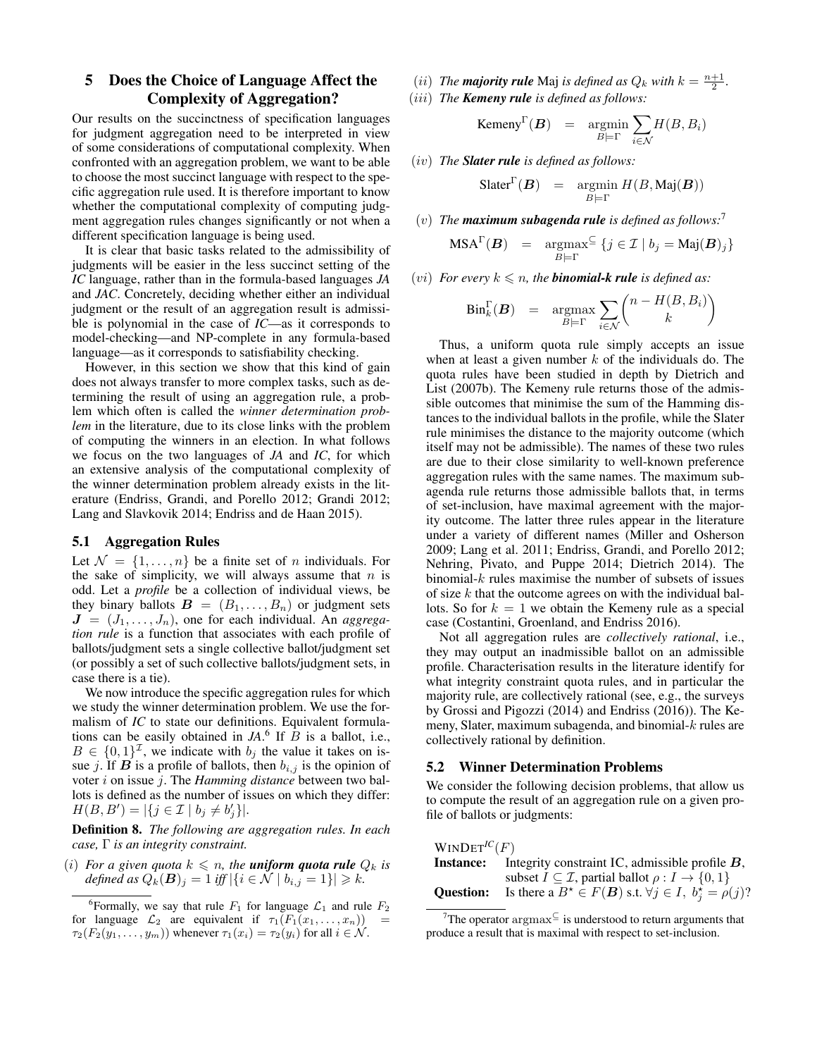## 5 Does the Choice of Language Affect the Complexity of Aggregation?

Our results on the succinctness of specification languages for judgment aggregation need to be interpreted in view of some considerations of computational complexity. When confronted with an aggregation problem, we want to be able to choose the most succinct language with respect to the specific aggregation rule used. It is therefore important to know whether the computational complexity of computing judgment aggregation rules changes significantly or not when a different specification language is being used.

It is clear that basic tasks related to the admissibility of judgments will be easier in the less succinct setting of the *IC* language, rather than in the formula-based languages *JA* and *JAC*. Concretely, deciding whether either an individual judgment or the result of an aggregation result is admissible is polynomial in the case of *IC*—as it corresponds to model-checking—and NP-complete in any formula-based language—as it corresponds to satisfiability checking.

However, in this section we show that this kind of gain does not always transfer to more complex tasks, such as determining the result of using an aggregation rule, a problem which often is called the *winner determination problem* in the literature, due to its close links with the problem of computing the winners in an election. In what follows we focus on the two languages of *JA* and *IC*, for which an extensive analysis of the computational complexity of the winner determination problem already exists in the literature (Endriss, Grandi, and Porello 2012; Grandi 2012; Lang and Slavkovik 2014; Endriss and de Haan 2015).

### 5.1 Aggregation Rules

Let $\mathcal{N} = \{1, \ldots, n\}$ be a finite set of $n$ individuals. For the sake of simplicity, we will always assume that $n$ is odd. Let a *profile* be a collection of individual views, be they binary ballots $\boldsymbol{B} = (B_1, \ldots, B_n)$ or judgment sets $\boldsymbol{J} = (J_1, \ldots, J_n)$, one for each individual. An *aggregation rule* is a function that associates with each profile of ballots/judgment sets a single collective ballot/judgment set (or possibly a set of such collective ballots/judgment sets, in case there is a tie).

We now introduce the specific aggregation rules for which we study the winner determination problem. We use the formalism of *IC* to state our definitions. Equivalent formulations can be easily obtained in *JA*.[6] If $B$ is a ballot, i.e., $B \in \{0,1\}^{\mathcal{I}}$, we indicate with $b_j$ the value it takes on issue $j$. If $\boldsymbol{B}$ is a profile of ballots, then $b_{i,j}$ is the opinion of voter $i$ on issue $j$. The *Hamming distance* between two ballots is defined as the number of issues on which they differ: $H(B, B') = |\{j \in \mathcal{I} \mid b_j \neq b'_j\}|$.

**Definition 8.** *The following are aggregation rules. In each case, $\Gamma$ is an integrity constraint.*

$(i)$ *For a given quota $k \leqslant n$, the* ***uniform quota rule*** *$Q_k$ is defined as $Q_k(\boldsymbol{B})_j = 1$ iff $|\{i \in \mathcal{N} \mid b_{i,j} = 1\}| \geqslant k$.*

$(ii)$ *The* ***majority rule*** *Maj is defined as $Q_k$ with $k = \frac{n+1}{2}$.*

$(iii)$ *The* ***Kemeny rule*** *is defined as follows:*

$$\text{Kemeny}^{\Gamma}(\boldsymbol{B}) \quad = \quad \underset{B \models \Gamma}{\operatorname{argmin}} \sum_{i \in \mathcal{N}} H(B, B_i)$$

$(iv)$ *The* ***Slater rule*** *is defined as follows:*

$$\text{Slater}^{\Gamma}(\boldsymbol{B}) \quad = \quad \underset{B \models \Gamma}{\operatorname{argmin}}\ H(B, \text{Maj}(\boldsymbol{B}))$$

$(v)$ *The* ***maximum subagenda rule*** *is defined as follows:*[7]

$$\text{MSA}^{\Gamma}(\boldsymbol{B}) \quad = \quad \underset{B \models \Gamma}{\operatorname{argmax}^{\subseteq}}\ \{j \in \mathcal{I} \mid b_j = \text{Maj}(\boldsymbol{B})_j\}$$

$(vi)$ *For every $k \leqslant n$, the* ***binomial-k rule*** *is defined as:*

$$\text{Bin}_k^{\Gamma}(\boldsymbol{B}) \quad = \quad \underset{B \models \Gamma}{\operatorname{argmax}} \sum_{i \in \mathcal{N}} \binom{n - H(B, B_i)}{k}$$

Thus, a uniform quota rule simply accepts an issue when at least a given number $k$ of the individuals do. The quota rules have been studied in depth by Dietrich and List (2007b). The Kemeny rule returns those of the admissible outcomes that minimise the sum of the Hamming distances to the individual ballots in the profile, while the Slater rule minimises the distance to the majority outcome (which itself may not be admissible). The names of these two rules are due to their close similarity to well-known preference aggregation rules with the same names. The maximum subagenda rule returns those admissible ballots that, in terms of set-inclusion, have maximal agreement with the majority outcome. The latter three rules appear in the literature under a variety of different names (Miller and Osherson 2009; Lang et al. 2011; Endriss, Grandi, and Porello 2012; Nehring, Pivato, and Puppe 2014; Dietrich 2014). The binomial-$k$ rules maximise the number of subsets of issues of size $k$ that the outcome agrees on with the individual ballots. So for $k = 1$ we obtain the Kemeny rule as a special case (Costantini, Groenland, and Endriss 2016).

Not all aggregation rules are *collectively rational*, i.e., they may output an inadmissible ballot on an admissible profile. Characterisation results in the literature identify for what integrity constraint quota rules, and in particular the majority rule, are collectively rational (see, e.g., the surveys by Grossi and Pigozzi (2014) and Endriss (2016)). The Kemeny, Slater, maximum subagenda, and binomial-$k$ rules are collectively rational by definition.

### 5.2 Winner Determination Problems

We consider the following decision problems, that allow us to compute the result of an aggregation rule on a given profile of ballots or judgments:

WinDet$^{IC}(F)$
**Instance:** Integrity constraint IC, admissible profile $\boldsymbol{B}$, subset $I \subseteq \mathcal{I}$, partial ballot $\rho : I \to \{0, 1\}$
**Question:** Is there a $B^\star \in F(\boldsymbol{B})$ s.t. $\forall j \in I,\ b^\star_j = \rho(j)$?

[6] Formally, we say that rule $F_1$ for language $\mathcal{L}_1$ and rule $F_2$ for language $\mathcal{L}_2$ are equivalent if $\tau_1(F_1(x_1, \ldots, x_n)) = \tau_2(F_2(y_1, \ldots, y_m))$ whenever $\tau_1(x_i) = \tau_2(y_i)$ for all $i \in \mathcal{N}$.

[7] The operator $\operatorname{argmax}^{\subseteq}$ is understood to return arguments that produce a result that is maximal with respect to set-inclusion.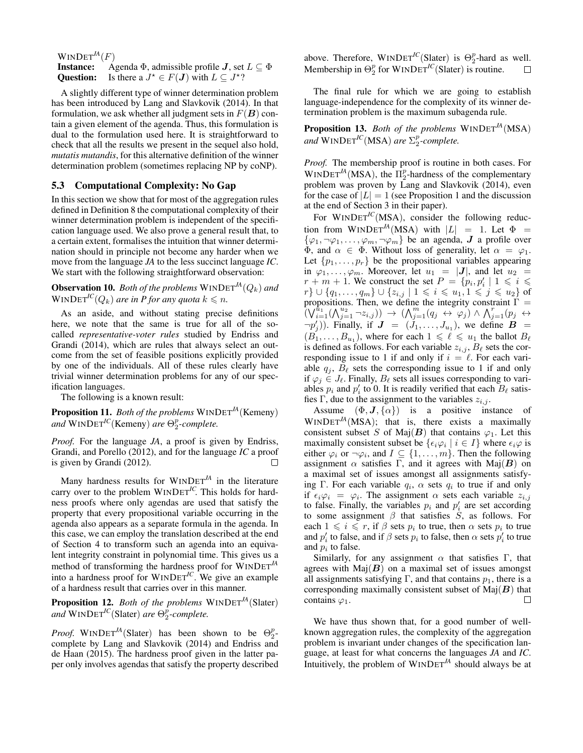WINDET$^{JA}(F)$
**Instance:** Agenda $\Phi$, admissible profile $\boldsymbol{J}$, set $L \subseteq \Phi$
**Question:** Is there a $J^\star \in F(\boldsymbol{J})$ with $L \subseteq J^\star$?

A slightly different type of winner determination problem has been introduced by Lang and Slavkovik (2014). In that formulation, we ask whether all judgment sets in $F(\boldsymbol{B})$ contain a given element of the agenda. Thus, this formulation is dual to the formulation used here. It is straightforward to check that all the results we present in the sequel also hold, *mutatis mutandis*, for this alternative definition of the winner determination problem (sometimes replacing NP by coNP).

### 5.3 Computational Complexity: No Gap

In this section we show that for most of the aggregation rules defined in Definition 8 the computational complexity of their winner determination problem is independent of the specification language used. We also prove a general result that, to a certain extent, formalises the intuition that winner determination should in principle not become any harder when we move from the language *JA* to the less succinct language *IC*. We start with the following straightforward observation:

**Observation 10.** *Both of the problems* WINDET$^{JA}(Q_k)$ *and* WINDET$^{IC}(Q_k)$ *are in P for any quota* $k \leqslant n$.

As an aside, and without stating precise definitions here, we note that the same is true for all of the so-called *representative-voter rules* studied by Endriss and Grandi (2014), which are rules that always select an outcome from the set of feasible positions explicitly provided by one of the individuals. All of these rules clearly have trivial winner determination problems for any of our specification languages.

The following is a known result:

**Proposition 11.** *Both of the problems* WINDET$^{JA}$(Kemeny) *and* WINDET$^{IC}$(Kemeny) *are* $\Theta_2^p$*-complete.*

*Proof.* For the language *JA*, a proof is given by Endriss, Grandi, and Porello (2012), and for the language *IC* a proof is given by Grandi (2012). $\square$

Many hardness results for WINDET$^{JA}$ in the literature carry over to the problem WINDET$^{IC}$. This holds for hardness proofs where only agendas are used that satisfy the property that every propositional variable occurring in the agenda also appears as a separate formula in the agenda. In this case, we can employ the translation described at the end of Section 4 to transform such an agenda into an equivalent integrity constraint in polynomial time. This gives us a method of transforming the hardness proof for WINDET$^{JA}$ into a hardness proof for WINDET$^{IC}$. We give an example of a hardness result that carries over in this manner.

**Proposition 12.** *Both of the problems* WINDET$^{JA}$(Slater) *and* WINDET$^{IC}$(Slater) *are* $\Theta_2^p$*-complete.*

*Proof.* WINDET$^{JA}$(Slater) has been shown to be $\Theta_2^p$-complete by Lang and Slavkovik (2014) and Endriss and de Haan (2015). The hardness proof given in the latter paper only involves agendas that satisfy the property described above. Therefore, WINDET$^{IC}$(Slater) is $\Theta_2^p$-hard as well. Membership in $\Theta_2^p$ for WINDET$^{IC}$(Slater) is routine. $\square$

The final rule for which we are going to establish language-independence for the complexity of its winner determination problem is the maximum subagenda rule.

**Proposition 13.** *Both of the problems* WINDET$^{JA}$(MSA) *and* WINDET$^{IC}$(MSA) *are* $\Sigma_2^p$*-complete.*

*Proof.* The membership proof is routine in both cases. For WINDET$^{JA}$(MSA), the $\Pi_2^p$-hardness of the complementary problem was proven by Lang and Slavkovik (2014), even for the case of $|L| = 1$ (see Proposition 1 and the discussion at the end of Section 3 in their paper).

For WINDET$^{IC}$(MSA), consider the following reduction from WINDET$^{JA}$(MSA) with $|L| = 1$. Let $\Phi = \{\varphi_1, \neg\varphi_1, \ldots, \varphi_m, \neg\varphi_m\}$ be an agenda, $\boldsymbol{J}$ a profile over $\Phi$, and $\alpha \in \Phi$. Without loss of generality, let $\alpha = \varphi_1$. Let $\{p_1, \ldots, p_r\}$ be the propositional variables appearing in $\varphi_1, \ldots, \varphi_m$. Moreover, let $u_1 = |\boldsymbol{J}|$, and let $u_2 = r + m + 1$. We construct the set $P = \{p_i, p_i' \mid 1 \leqslant i \leqslant r\} \cup \{q_1, \ldots, q_m\} \cup \{z_{i,j} \mid 1 \leqslant i \leqslant u_1, 1 \leqslant j \leqslant u_2\}$ of propositions. Then, we define the integrity constraint $\Gamma = (\bigvee_{i=1}^{u_1} (\bigwedge_{j=1}^{u_2} \neg z_{i,j})) \rightarrow (\bigwedge_{j=1}^{m} (q_j \leftrightarrow \varphi_j) \wedge \bigwedge_{j=1}^{r} (p_j \leftrightarrow \neg p_j'))$. Finally, if $\boldsymbol{J} = (J_1, \ldots, J_{u_1})$, we define $\boldsymbol{B} = (B_1, \ldots, B_{u_1})$, where for each $1 \leqslant \ell \leqslant u_1$ the ballot $B_\ell$ is defined as follows. For each variable $z_{i,j}$, $B_\ell$ sets the corresponding issue to 1 if and only if $i = \ell$. For each variable $q_j$, $B_\ell$ sets the corresponding issue to 1 if and only if $\varphi_j \in J_\ell$. Finally, $B_\ell$ sets all issues corresponding to variables $p_i$ and $p_i'$ to 0. It is readily verified that each $B_\ell$ satisfies $\Gamma$, due to the assignment to the variables $z_{i,j}$.

Assume $(\Phi, \boldsymbol{J}, \{\alpha\})$ is a positive instance of WINDET$^{JA}$(MSA); that is, there exists a maximally consistent subset $S$ of Maj$(\boldsymbol{B})$ that contains $\varphi_1$. Let this maximally consistent subset be $\{\epsilon_i \varphi_i \mid i \in I\}$ where $\epsilon_i \varphi$ is either $\varphi_i$ or $\neg\varphi_i$, and $I \subseteq \{1, \ldots, m\}$. Then the following assignment $\alpha$ satisfies $\Gamma$, and it agrees with Maj$(\boldsymbol{B})$ on a maximal set of issues amongst all assignments satisfying $\Gamma$. For each variable $q_i$, $\alpha$ sets $q_i$ to true if and only if $\epsilon_i \varphi_i = \varphi_i$. The assignment $\alpha$ sets each variable $z_{i,j}$ to false. Finally, the variables $p_i$ and $p_i'$ are set according to some assignment $\beta$ that satisfies $S$, as follows. For each $1 \leqslant i \leqslant r$, if $\beta$ sets $p_i$ to true, then $\alpha$ sets $p_i$ to true and $p_i'$ to false, and if $\beta$ sets $p_i$ to false, then $\alpha$ sets $p_i'$ to true and $p_i$ to false.

Similarly, for any assignment $\alpha$ that satisfies $\Gamma$, that agrees with Maj$(\boldsymbol{B})$ on a maximal set of issues amongst all assignments satisfying $\Gamma$, and that contains $p_1$, there is a corresponding maximally consistent subset of Maj$(\boldsymbol{B})$ that contains $\varphi_1$. $\square$

We have thus shown that, for a good number of well-known aggregation rules, the complexity of the aggregation problem is invariant under changes of the specification language, at least for what concerns the languages *JA* and *IC*. Intuitively, the problem of WINDET$^{JA}$ should always be at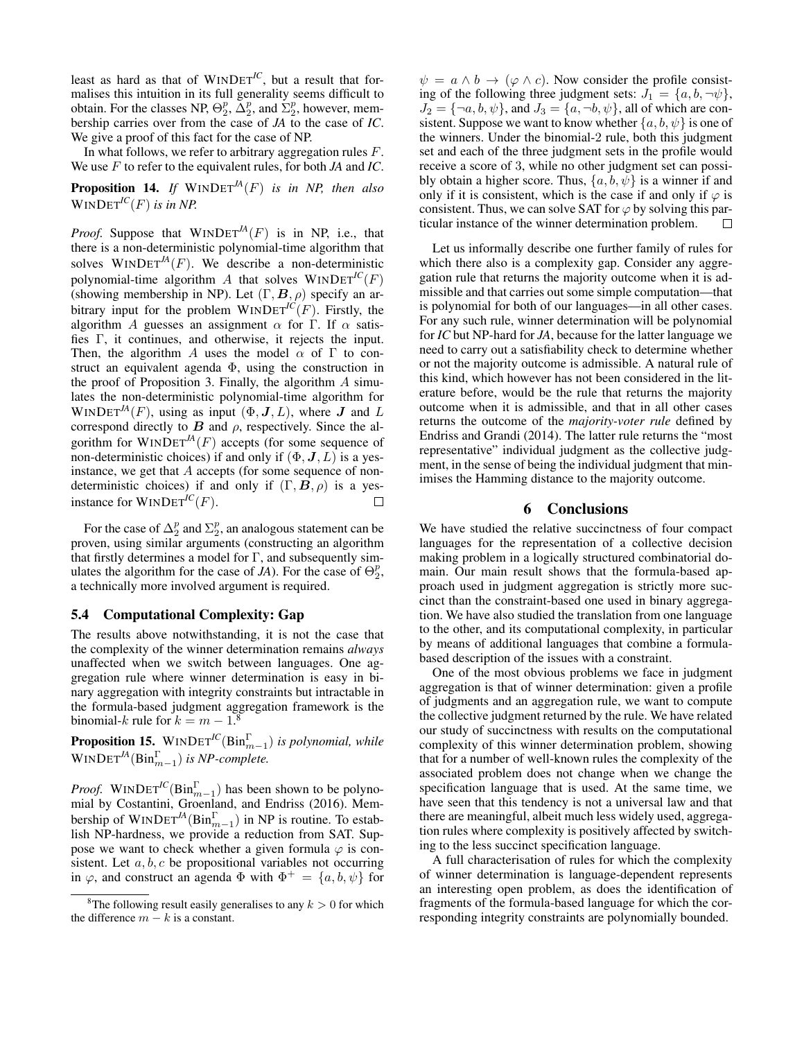least as hard as that of WinDet$^{IC}$, but a result that formalises this intuition in its full generality seems difficult to obtain. For the classes NP, $\Theta_2^p$, $\Delta_2^p$, and $\Sigma_2^p$, however, membership carries over from the case of *JA* to the case of *IC*. We give a proof of this fact for the case of NP.

In what follows, we refer to arbitrary aggregation rules $F$. We use $F$ to refer to the equivalent rules, for both *JA* and *IC*.

**Proposition 14.** *If* WinDet$^{JA}(F)$ *is in NP, then also* WinDet$^{IC}(F)$ *is in NP.*

*Proof.* Suppose that WinDet$^{JA}(F)$ is in NP, i.e., that there is a non-deterministic polynomial-time algorithm that solves WinDet$^{JA}(F)$. We describe a non-deterministic polynomial-time algorithm $A$ that solves WinDet$^{IC}(F)$ (showing membership in NP). Let $(\Gamma, \boldsymbol{B}, \rho)$ specify an arbitrary input for the problem WinDet$^{IC}(F)$. Firstly, the algorithm $A$ guesses an assignment $\alpha$ for $\Gamma$. If $\alpha$ satisfies $\Gamma$, it continues, and otherwise, it rejects the input. Then, the algorithm $A$ uses the model $\alpha$ of $\Gamma$ to construct an equivalent agenda $\Phi$, using the construction in the proof of Proposition 3. Finally, the algorithm $A$ simulates the non-deterministic polynomial-time algorithm for WinDet$^{JA}(F)$, using as input $(\Phi, \boldsymbol{J}, L)$, where $\boldsymbol{J}$ and $L$ correspond directly to $\boldsymbol{B}$ and $\rho$, respectively. Since the algorithm for WinDet$^{JA}(F)$ accepts (for some sequence of non-deterministic choices) if and only if $(\Phi, \boldsymbol{J}, L)$ is a yes-instance, we get that $A$ accepts (for some sequence of non-deterministic choices) if and only if $(\Gamma, \boldsymbol{B}, \rho)$ is a yes-instance for WinDet$^{IC}(F)$. □

For the case of $\Delta_2^p$ and $\Sigma_2^p$, an analogous statement can be proven, using similar arguments (constructing an algorithm that firstly determines a model for $\Gamma$, and subsequently simulates the algorithm for the case of *JA*). For the case of $\Theta_2^p$, a technically more involved argument is required.

### 5.4 Computational Complexity: Gap

The results above notwithstanding, it is not the case that the complexity of the winner determination remains *always* unaffected when we switch between languages. One aggregation rule where winner determination is easy in binary aggregation with integrity constraints but intractable in the formula-based judgment aggregation framework is the binomial-$k$ rule for $k = m - 1$.[8]

**Proposition 15.** WinDet$^{IC}(\text{Bin}^{\Gamma}_{m-1})$ *is polynomial, while* WinDet$^{JA}(\text{Bin}^{\Gamma}_{m-1})$ *is NP-complete.*

*Proof.* WinDet$^{IC}(\text{Bin}^{\Gamma}_{m-1})$ has been shown to be polynomial by Costantini, Groenland, and Endriss (2016). Membership of WinDet$^{JA}(\text{Bin}^{\Gamma}_{m-1})$ in NP is routine. To establish NP-hardness, we provide a reduction from SAT. Suppose we want to check whether a given formula $\varphi$ is consistent. Let $a, b, c$ be propositional variables not occurring in $\varphi$, and construct an agenda $\Phi$ with $\Phi^+ = \{a, b, \psi\}$ for $\psi = a \wedge b \to (\varphi \wedge c)$. Now consider the profile consisting of the following three judgment sets: $J_1 = \{a, b, \neg\psi\}$, $J_2 = \{\neg a, b, \psi\}$, and $J_3 = \{a, \neg b, \psi\}$, all of which are consistent. Suppose we want to know whether $\{a, b, \psi\}$ is one of the winners. Under the binomial-2 rule, both this judgment set and each of the three judgment sets in the profile would receive a score of 3, while no other judgment set can possibly obtain a higher score. Thus, $\{a, b, \psi\}$ is a winner if and only if it is consistent, which is the case if and only if $\varphi$ is consistent. Thus, we can solve SAT for $\varphi$ by solving this particular instance of the winner determination problem. □

Let us informally describe one further family of rules for which there also is a complexity gap. Consider any aggregation rule that returns the majority outcome when it is admissible and that carries out some simple computation—that is polynomial for both of our languages—in all other cases. For any such rule, winner determination will be polynomial for *IC* but NP-hard for *JA*, because for the latter language we need to carry out a satisfiability check to determine whether or not the majority outcome is admissible. A natural rule of this kind, which however has not been considered in the literature before, would be the rule that returns the majority outcome when it is admissible, and that in all other cases returns the outcome of the *majority-voter rule* defined by Endriss and Grandi (2014). The latter rule returns the "most representative" individual judgment as the collective judgment, in the sense of being the individual judgment that minimises the Hamming distance to the majority outcome.

## 6 Conclusions

We have studied the relative succinctness of four compact languages for the representation of a collective decision making problem in a logically structured combinatorial domain. Our main result shows that the formula-based approach used in judgment aggregation is strictly more succinct than the constraint-based one used in binary aggregation. We have also studied the translation from one language to the other, and its computational complexity, in particular by means of additional languages that combine a formula-based description of the issues with a constraint.

One of the most obvious problems we face in judgment aggregation is that of winner determination: given a profile of judgments and an aggregation rule, we want to compute the collective judgment returned by the rule. We have related our study of succinctness with results on the computational complexity of this winner determination problem, showing that for a number of well-known rules the complexity of the associated problem does not change when we change the specification language that is used. At the same time, we have seen that this tendency is not a universal law and that there are meaningful, albeit much less widely used, aggregation rules where complexity is positively affected by switching to the less succinct specification language.

A full characterisation of rules for which the complexity of winner determination is language-dependent represents an interesting open problem, as does the identification of fragments of the formula-based language for which the corresponding integrity constraints are polynomially bounded.

[8] The following result easily generalises to any $k > 0$ for which the difference $m - k$ is a constant.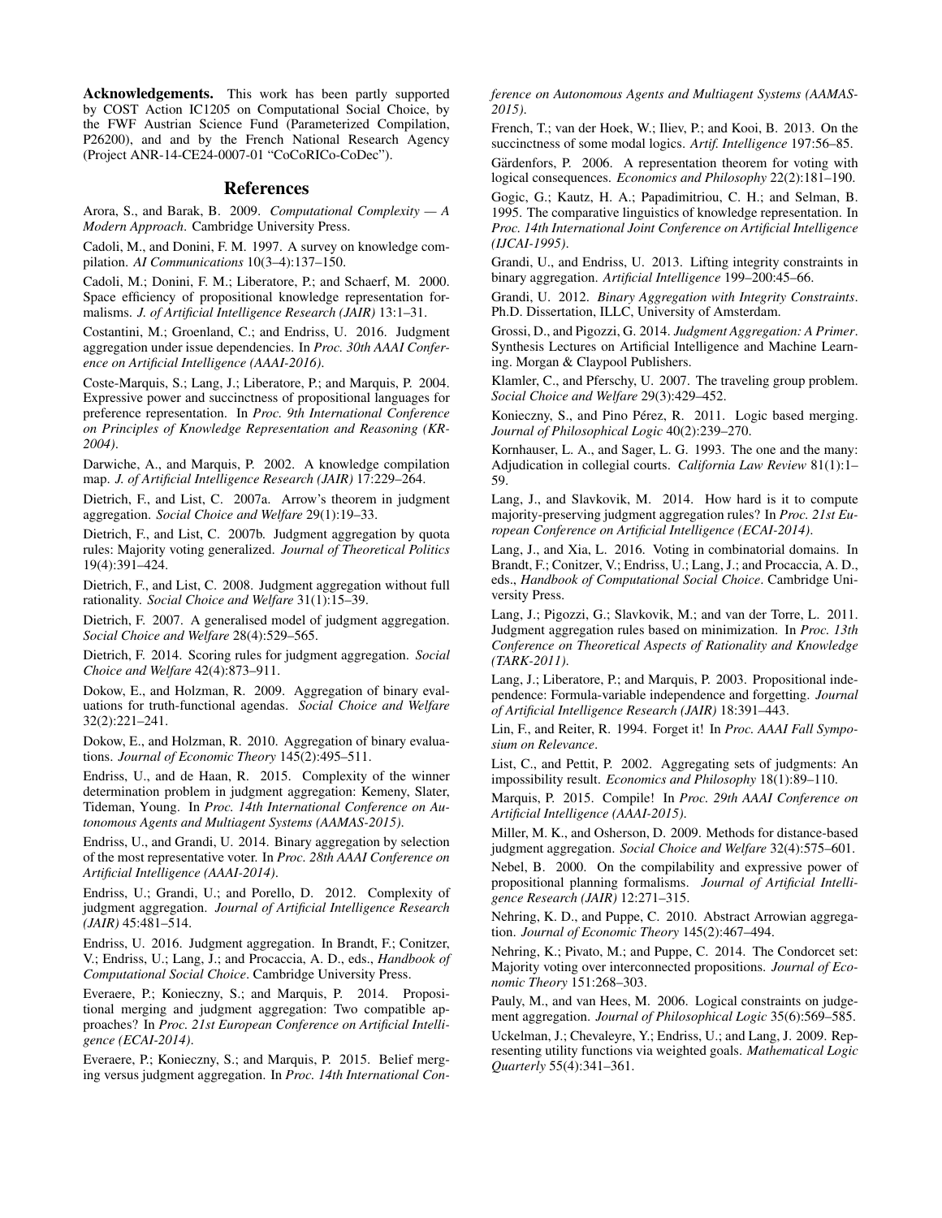**Acknowledgements.** This work has been partly supported by COST Action IC1205 on Computational Social Choice, by the FWF Austrian Science Fund (Parameterized Compilation, P26200), and and by the French National Research Agency (Project ANR-14-CE24-0007-01 "CoCoRICo-CoDec").

## References

Arora, S., and Barak, B. 2009. *Computational Complexity — A Modern Approach*. Cambridge University Press.

Cadoli, M., and Donini, F. M. 1997. A survey on knowledge compilation. *AI Communications* 10(3–4):137–150.

Cadoli, M.; Donini, F. M.; Liberatore, P.; and Schaerf, M. 2000. Space efficiency of propositional knowledge representation formalisms. *J. of Artificial Intelligence Research (JAIR)* 13:1–31.

Costantini, M.; Groenland, C.; and Endriss, U. 2016. Judgment aggregation under issue dependencies. In *Proc. 30th AAAI Conference on Artificial Intelligence (AAAI-2016)*.

Coste-Marquis, S.; Lang, J.; Liberatore, P.; and Marquis, P. 2004. Expressive power and succinctness of propositional languages for preference representation. In *Proc. 9th International Conference on Principles of Knowledge Representation and Reasoning (KR-2004)*.

Darwiche, A., and Marquis, P. 2002. A knowledge compilation map. *J. of Artificial Intelligence Research (JAIR)* 17:229–264.

Dietrich, F., and List, C. 2007a. Arrow's theorem in judgment aggregation. *Social Choice and Welfare* 29(1):19–33.

Dietrich, F., and List, C. 2007b. Judgment aggregation by quota rules: Majority voting generalized. *Journal of Theoretical Politics* 19(4):391–424.

Dietrich, F., and List, C. 2008. Judgment aggregation without full rationality. *Social Choice and Welfare* 31(1):15–39.

Dietrich, F. 2007. A generalised model of judgment aggregation. *Social Choice and Welfare* 28(4):529–565.

Dietrich, F. 2014. Scoring rules for judgment aggregation. *Social Choice and Welfare* 42(4):873–911.

Dokow, E., and Holzman, R. 2009. Aggregation of binary evaluations for truth-functional agendas. *Social Choice and Welfare* 32(2):221–241.

Dokow, E., and Holzman, R. 2010. Aggregation of binary evaluations. *Journal of Economic Theory* 145(2):495–511.

Endriss, U., and de Haan, R. 2015. Complexity of the winner determination problem in judgment aggregation: Kemeny, Slater, Tideman, Young. In *Proc. 14th International Conference on Autonomous Agents and Multiagent Systems (AAMAS-2015)*.

Endriss, U., and Grandi, U. 2014. Binary aggregation by selection of the most representative voter. In *Proc. 28th AAAI Conference on Artificial Intelligence (AAAI-2014)*.

Endriss, U.; Grandi, U.; and Porello, D. 2012. Complexity of judgment aggregation. *Journal of Artificial Intelligence Research (JAIR)* 45:481–514.

Endriss, U. 2016. Judgment aggregation. In Brandt, F.; Conitzer, V.; Endriss, U.; Lang, J.; and Procaccia, A. D., eds., *Handbook of Computational Social Choice*. Cambridge University Press.

Everaere, P.; Konieczny, S.; and Marquis, P. 2014. Propositional merging and judgment aggregation: Two compatible approaches? In *Proc. 21st European Conference on Artificial Intelligence (ECAI-2014)*.

Everaere, P.; Konieczny, S.; and Marquis, P. 2015. Belief merging versus judgment aggregation. In *Proc. 14th International Conference on Autonomous Agents and Multiagent Systems (AAMAS-2015)*.

French, T.; van der Hoek, W.; Iliev, P.; and Kooi, B. 2013. On the succinctness of some modal logics. *Artif. Intelligence* 197:56–85.

Gärdenfors, P. 2006. A representation theorem for voting with logical consequences. *Economics and Philosophy* 22(2):181–190.

Gogic, G.; Kautz, H. A.; Papadimitriou, C. H.; and Selman, B. 1995. The comparative linguistics of knowledge representation. In *Proc. 14th International Joint Conference on Artificial Intelligence (IJCAI-1995)*.

Grandi, U., and Endriss, U. 2013. Lifting integrity constraints in binary aggregation. *Artificial Intelligence* 199–200:45–66.

Grandi, U. 2012. *Binary Aggregation with Integrity Constraints*. Ph.D. Dissertation, ILLC, University of Amsterdam.

Grossi, D., and Pigozzi, G. 2014. *Judgment Aggregation: A Primer*. Synthesis Lectures on Artificial Intelligence and Machine Learning. Morgan & Claypool Publishers.

Klamler, C., and Pferschy, U. 2007. The traveling group problem. *Social Choice and Welfare* 29(3):429–452.

Konieczny, S., and Pino Pérez, R. 2011. Logic based merging. *Journal of Philosophical Logic* 40(2):239–270.

Kornhauser, L. A., and Sager, L. G. 1993. The one and the many: Adjudication in collegial courts. *California Law Review* 81(1):1–59.

Lang, J., and Slavkovik, M. 2014. How hard is it to compute majority-preserving judgment aggregation rules? In *Proc. 21st European Conference on Artificial Intelligence (ECAI-2014)*.

Lang, J., and Xia, L. 2016. Voting in combinatorial domains. In Brandt, F.; Conitzer, V.; Endriss, U.; Lang, J.; and Procaccia, A. D., eds., *Handbook of Computational Social Choice*. Cambridge University Press.

Lang, J.; Pigozzi, G.; Slavkovik, M.; and van der Torre, L. 2011. Judgment aggregation rules based on minimization. In *Proc. 13th Conference on Theoretical Aspects of Rationality and Knowledge (TARK-2011)*.

Lang, J.; Liberatore, P.; and Marquis, P. 2003. Propositional independence: Formula-variable independence and forgetting. *Journal of Artificial Intelligence Research (JAIR)* 18:391–443.

Lin, F., and Reiter, R. 1994. Forget it! In *Proc. AAAI Fall Symposium on Relevance*.

List, C., and Pettit, P. 2002. Aggregating sets of judgments: An impossibility result. *Economics and Philosophy* 18(1):89–110.

Marquis, P. 2015. Compile! In *Proc. 29th AAAI Conference on Artificial Intelligence (AAAI-2015)*.

Miller, M. K., and Osherson, D. 2009. Methods for distance-based judgment aggregation. *Social Choice and Welfare* 32(4):575–601.

Nebel, B. 2000. On the compilability and expressive power of propositional planning formalisms. *Journal of Artificial Intelligence Research (JAIR)* 12:271–315.

Nehring, K. D., and Puppe, C. 2010. Abstract Arrowian aggregation. *Journal of Economic Theory* 145(2):467–494.

Nehring, K.; Pivato, M.; and Puppe, C. 2014. The Condorcet set: Majority voting over interconnected propositions. *Journal of Economic Theory* 151:268–303.

Pauly, M., and van Hees, M. 2006. Logical constraints on judgement aggregation. *Journal of Philosophical Logic* 35(6):569–585.

Uckelman, J.; Chevaleyre, Y.; Endriss, U.; and Lang, J. 2009. Representing utility functions via weighted goals. *Mathematical Logic Quarterly* 55(4):341–361.